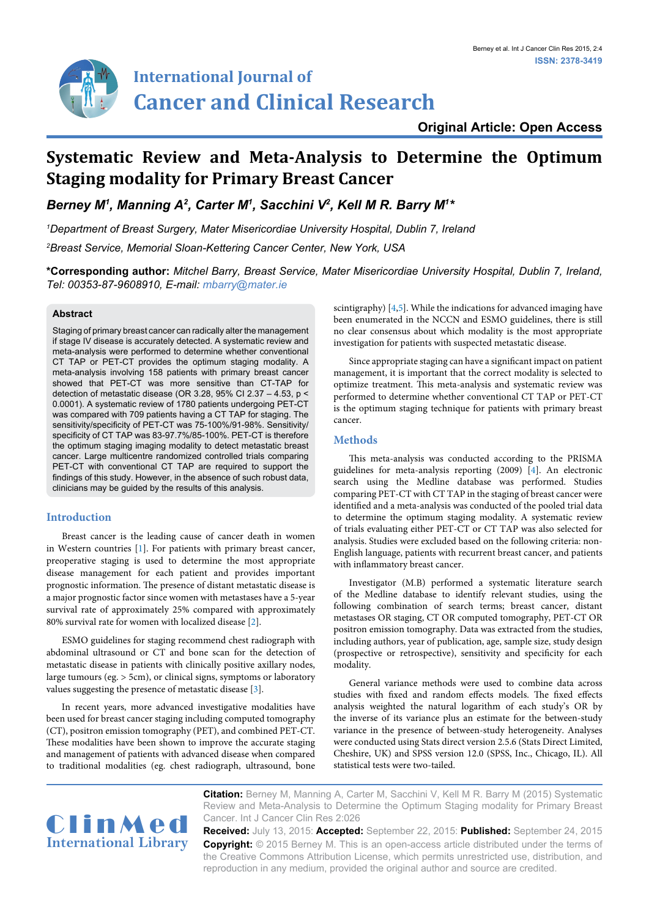# Systematic Review and Meta-Analysis to Determine the Optimum Staging modality for Primary Breast Cancer

***Berney M[1], Manning A[2], Carter M[1], Sacchini V[2], Kell M R. Barry M[1]****

*[1]Department of Breast Surgery, Mater Misericordiae University Hospital, Dublin 7, Ireland*

*[2]Breast Service, Memorial Sloan-Kettering Cancer Center, New York, USA*

**\*Corresponding author:** *Mitchel Barry, Breast Service, Mater Misericordiae University Hospital, Dublin 7, Ireland, Tel: 00353-87-9608910, E-mail: mbarry@mater.ie*

## Abstract

Staging of primary breast cancer can radically alter the management if stage IV disease is accurately detected. A systematic review and meta-analysis were performed to determine whether conventional CT TAP or PET-CT provides the optimum staging modality. A meta-analysis involving 158 patients with primary breast cancer showed that PET-CT was more sensitive than CT-TAP for detection of metastatic disease (OR 3.28, 95% CI 2.37 – 4.53, $p < 0.0001$). A systematic review of 1780 patients undergoing PET-CT was compared with 709 patients having a CT TAP for staging. The sensitivity/specificity of PET-CT was 75-100%/91-98%. Sensitivity/specificity of CT TAP was 83-97.7%/85-100%. PET-CT is therefore the optimum staging imaging modality to detect metastatic breast cancer. Large multicentre randomized controlled trials comparing PET-CT with conventional CT TAP are required to support the findings of this study. However, in the absence of such robust data, clinicians may be guided by the results of this analysis.

## Introduction

Breast cancer is the leading cause of cancer death in women in Western countries [1]. For patients with primary breast cancer, preoperative staging is used to determine the most appropriate disease management for each patient and provides important prognostic information. The presence of distant metastatic disease is a major prognostic factor since women with metastases have a 5-year survival rate of approximately 25% compared with approximately 80% survival rate for women with localized disease [2].

ESMO guidelines for staging recommend chest radiograph with abdominal ultrasound or CT and bone scan for the detection of metastatic disease in patients with clinically positive axillary nodes, large tumours (eg. > 5cm), or clinical signs, symptoms or laboratory values suggesting the presence of metastatic disease [3].

In recent years, more advanced investigative modalities have been used for breast cancer staging including computed tomography (CT), positron emission tomography (PET), and combined PET-CT. These modalities have been shown to improve the accurate staging and management of patients with advanced disease when compared to traditional modalities (eg. chest radiograph, ultrasound, bone scintigraphy) [4,5]. While the indications for advanced imaging have been enumerated in the NCCN and ESMO guidelines, there is still no clear consensus about which modality is the most appropriate investigation for patients with suspected metastatic disease.

Since appropriate staging can have a significant impact on patient management, it is important that the correct modality is selected to optimize treatment. This meta-analysis and systematic review was performed to determine whether conventional CT TAP or PET-CT is the optimum staging technique for patients with primary breast cancer.

## Methods

This meta-analysis was conducted according to the PRISMA guidelines for meta-analysis reporting (2009) [4]. An electronic search using the Medline database was performed. Studies comparing PET-CT with CT TAP in the staging of breast cancer were identified and a meta-analysis was conducted of the pooled trial data to determine the optimum staging modality. A systematic review of trials evaluating either PET-CT or CT TAP was also selected for analysis. Studies were excluded based on the following criteria: non-English language, patients with recurrent breast cancer, and patients with inflammatory breast cancer.

Investigator (M.B) performed a systematic literature search of the Medline database to identify relevant studies, using the following combination of search terms; breast cancer, distant metastases OR staging, CT OR computed tomography, PET-CT OR positron emission tomography. Data was extracted from the studies, including authors, year of publication, age, sample size, study design (prospective or retrospective), sensitivity and specificity for each modality.

General variance methods were used to combine data across studies with fixed and random effects models. The fixed effects analysis weighted the natural logarithm of each study's OR by the inverse of its variance plus an estimate for the between-study variance in the presence of between-study heterogeneity. Analyses were conducted using Stats direct version 2.5.6 (Stats Direct Limited, Cheshire, UK) and SPSS version 12.0 (SPSS, Inc., Chicago, IL). All statistical tests were two-tailed.

**Citation:** Berney M, Manning A, Carter M, Sacchini V, Kell M R. Barry M (2015) Systematic Review and Meta-Analysis to Determine the Optimum Staging modality for Primary Breast Cancer. Int J Cancer Clin Res 2:026

**Received:** July 13, 2015: **Accepted:** September 22, 2015: **Published:** September 24, 2015

**Copyright:** © 2015 Berney M. This is an open-access article distributed under the terms of the Creative Commons Attribution License, which permits unrestricted use, distribution, and reproduction in any medium, provided the original author and source are credited.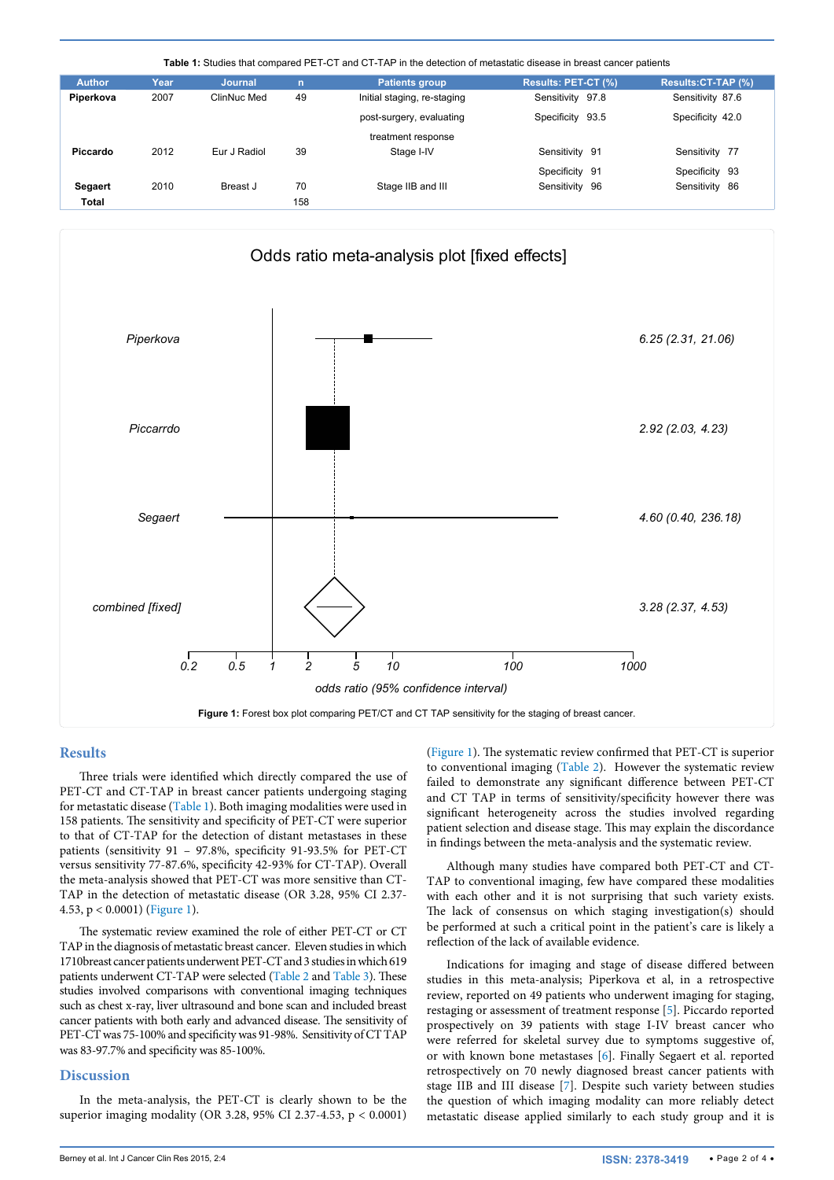**Table 1:** Studies that compared PET-CT and CT-TAP in the detection of metastatic disease in breast cancer patients

| Author | Year | Journal | n | Patients group | Results: PET-CT (%) | Results:CT-TAP (%) |
|---|---|---|---|---|---|---|
| **Piperkova** | 2007 | ClinNuc Med | 49 | Initial staging, re-staging | Sensitivity 97.8 | Sensitivity 87.6 |
| | | | | post-surgery, evaluating | Specificity 93.5 | Specificity 42.0 |
| | | | | treatment response | | |
| **Piccardo** | 2012 | Eur J Radiol | 39 | Stage I-IV | Sensitivity 91 | Sensitivity 77 |
| | | | | | Specificity 91 | Specificity 93 |
| **Segaert** | 2010 | Breast J | 70 | Stage IIB and III | Sensitivity 96 | Sensitivity 86 |
| **Total** | | | 158 | | | |

Odds ratio meta-analysis plot [fixed effects]

| Study | Odds ratio (95% confidence interval) |
|---|---|
| Piperkova | 6.25 (2.31, 21.06) |
| Piccarrdo | 2.92 (2.03, 4.23) |
| Segaert | 4.60 (0.40, 236.18) |
| combined [fixed] | 3.28 (2.37, 4.53) |

**Figure 1:** Forest box plot comparing PET/CT and CT TAP sensitivity for the staging of breast cancer.

## Results

Three trials were identified which directly compared the use of PET-CT and CT-TAP in breast cancer patients undergoing staging for metastatic disease (Table 1). Both imaging modalities were used in 158 patients. The sensitivity and specificity of PET-CT were superior to that of CT-TAP for the detection of distant metastases in these patients (sensitivity 91 – 97.8%, specificity 91-93.5% for PET-CT versus sensitivity 77-87.6%, specificity 42-93% for CT-TAP). Overall the meta-analysis showed that PET-CT was more sensitive than CT-TAP in the detection of metastatic disease (OR 3.28, 95% CI 2.37-4.53, $p < 0.0001$) (Figure 1).

The systematic review examined the role of either PET-CT or CT TAP in the diagnosis of metastatic breast cancer. Eleven studies in which 1710breast cancer patients underwent PET-CT and 3 studies in which 619 patients underwent CT-TAP were selected (Table 2 and Table 3). These studies involved comparisons with conventional imaging techniques such as chest x-ray, liver ultrasound and bone scan and included breast cancer patients with both early and advanced disease. The sensitivity of PET-CT was 75-100% and specificity was 91-98%. Sensitivity of CT TAP was 83-97.7% and specificity was 85-100%.

## Discussion

In the meta-analysis, the PET-CT is clearly shown to be the superior imaging modality (OR 3.28, 95% CI 2.37-4.53, $p < 0.0001$) (Figure 1). The systematic review confirmed that PET-CT is superior to conventional imaging (Table 2). However the systematic review failed to demonstrate any significant difference between PET-CT and CT TAP in terms of sensitivity/specificity however there was significant heterogeneity across the studies involved regarding patient selection and disease stage. This may explain the discordance in findings between the meta-analysis and the systematic review.

Although many studies have compared both PET-CT and CT-TAP to conventional imaging, few have compared these modalities with each other and it is not surprising that such variety exists. The lack of consensus on which staging investigation(s) should be performed at such a critical point in the patient's care is likely a reflection of the lack of available evidence.

Indications for imaging and stage of disease differed between studies in this meta-analysis; Piperkova et al, in a retrospective review, reported on 49 patients who underwent imaging for staging, restaging or assessment of treatment response [5]. Piccardo reported prospectively on 39 patients with stage I-IV breast cancer who were referred for skeletal survey due to symptoms suggestive of, or with known bone metastases [6]. Finally Segaert et al. reported retrospectively on 70 newly diagnosed breast cancer patients with stage IIB and III disease [7]. Despite such variety between studies the question of which imaging modality can more reliably detect metastatic disease applied similarly to each study group and it is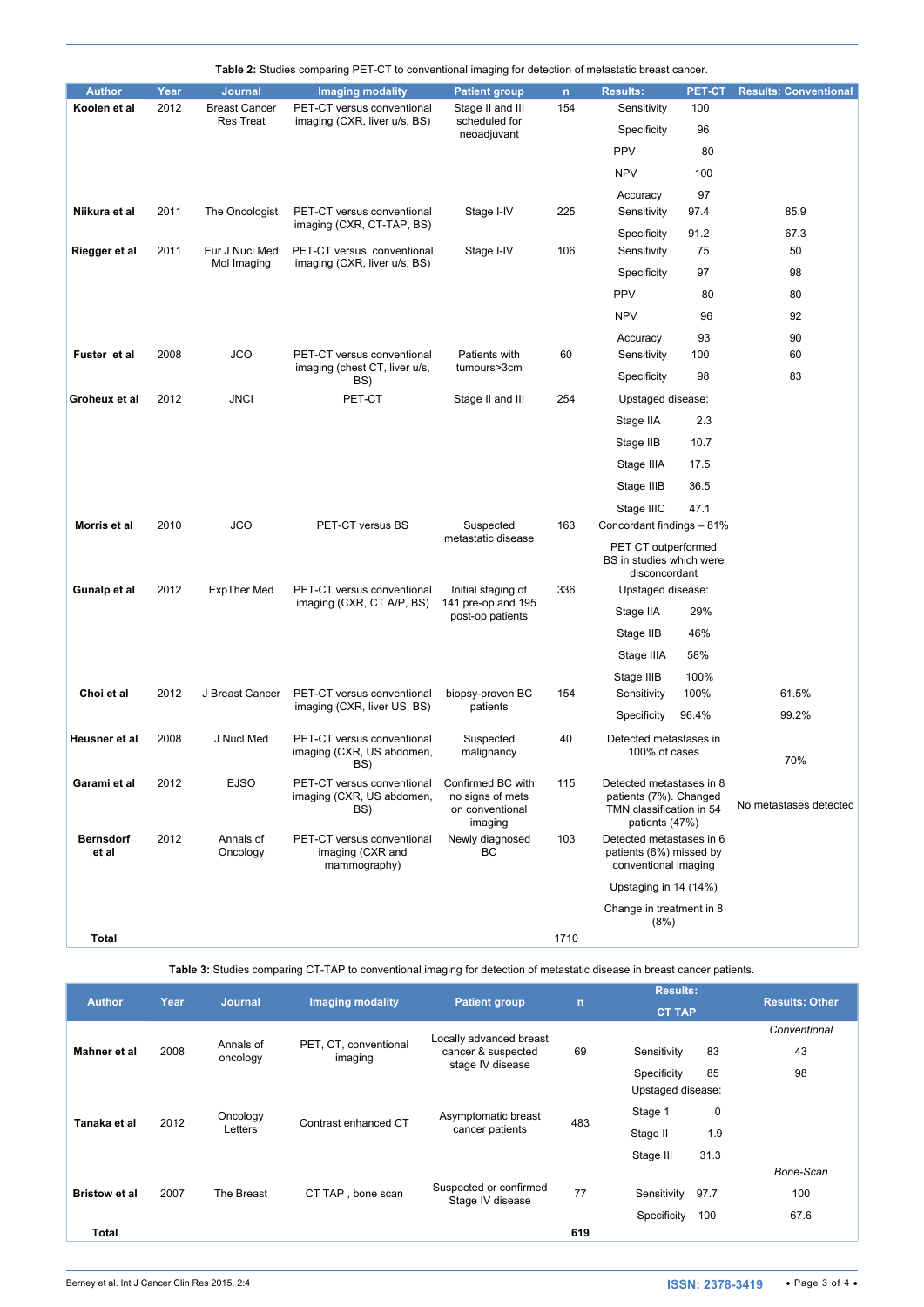**Table 2:** Studies comparing PET-CT to conventional imaging for detection of metastatic breast cancer.

| Author | Year | Journal | Imaging modality | Patient group | n | Results: | PET-CT | Results: Conventional |
|---|---|---|---|---|---|---|---|---|
| Koolen et al | 2012 | Breast Cancer Res Treat | PET-CT versus conventional imaging (CXR, liver u/s, BS) | Stage II and III scheduled for neoadjuvant | 154 | Sensitivity | 100 | |
| | | | | | | Specificity | 96 | |
| | | | | | | PPV | 80 | |
| | | | | | | NPV | 100 | |
| | | | | | | Accuracy | 97 | |
| Niikura et al | 2011 | The Oncologist | PET-CT versus conventional imaging (CXR, CT-TAP, BS) | Stage I-IV | 225 | Sensitivity | 97.4 | 85.9 |
| | | | | | | Specificity | 91.2 | 67.3 |
| Riegger et al | 2011 | Eur J Nucl Med Mol Imaging | PET-CT versus conventional imaging (CXR, liver u/s, BS) | Stage I-IV | 106 | Sensitivity | 75 | 50 |
| | | | | | | Specificity | 97 | 98 |
| | | | | | | PPV | 80 | 80 |
| | | | | | | NPV | 96 | 92 |
| | | | | | | Accuracy | 93 | 90 |
| Fuster et al | 2008 | JCO | PET-CT versus conventional imaging (chest CT, liver u/s, BS) | Patients with tumours>3cm | 60 | Sensitivity | 100 | 60 |
| | | | | | | Specificity | 98 | 83 |
| Groheux et al | 2012 | JNCI | PET-CT | Stage II and III | 254 | Upstaged disease: | | |
| | | | | | | Stage IIA | 2.3 | |
| | | | | | | Stage IIB | 10.7 | |
| | | | | | | Stage IIIA | 17.5 | |
| | | | | | | Stage IIIB | 36.5 | |
| | | | | | | Stage IIIC | 47.1 | |
| Morris et al | 2010 | JCO | PET-CT versus BS | Suspected metastatic disease | 163 | Concordant findings – 81% | | |
| | | | | | | PET CT outperformed BS in studies which were disconcordant | | |
| Gunalp et al | 2012 | ExpTher Med | PET-CT versus conventional imaging (CXR, CT A/P, BS) | Initial staging of 141 pre-op and 195 post-op patients | 336 | Upstaged disease: | | |
| | | | | | | Stage IIA | 29% | |
| | | | | | | Stage IIB | 46% | |
| | | | | | | Stage IIIA | 58% | |
| | | | | | | Stage IIIB | 100% | |
| Choi et al | 2012 | J Breast Cancer | PET-CT versus conventional imaging (CXR, liver US, BS) | biopsy-proven BC patients | 154 | Sensitivity | 100% | 61.5% |
| | | | | | | Specificity | 96.4% | 99.2% |
| Heusner et al | 2008 | J Nucl Med | PET-CT versus conventional imaging (CXR, US abdomen, BS) | Suspected malignancy | 40 | Detected metastases in 100% of cases | | 70% |
| Garami et al | 2012 | EJSO | PET-CT versus conventional imaging (CXR, US abdomen, BS) | Confirmed BC with no signs of mets on conventional imaging | 115 | Detected metastases in 8 patients (7%). Changed TMN classification in 54 patients (47%) | | No metastases detected |
| Bernsdorf et al | 2012 | Annals of Oncology | PET-CT versus conventional imaging (CXR and mammography) | Newly diagnosed BC | 103 | Detected metastases in 6 patients (6%) missed by conventional imaging | | |
| | | | | | | Upstaging in 14 (14%) | | |
| | | | | | | Change in treatment in 8 (8%) | | |
| **Total** | | | | | 1710 | | | |

**Table 3:** Studies comparing CT-TAP to conventional imaging for detection of metastatic disease in breast cancer patients.

| Author | Year | Journal | Imaging modality | Patient group | n | Results: CT TAP | | Results: Other |
|---|---|---|---|---|---|---|---|---|
| | | | | | | | | *Conventional* |
| Mahner et al | 2008 | Annals of oncology | PET, CT, conventional imaging | Locally advanced breast cancer & suspected stage IV disease | 69 | Sensitivity | 83 | 43 |
| | | | | | | Specificity | 85 | 98 |
| Tanaka et al | 2012 | Oncology Letters | Contrast enhanced CT | Asymptomatic breast cancer patients | 483 | Upstaged disease: | | |
| | | | | | | Stage 1 | 0 | |
| | | | | | | Stage II | 1.9 | |
| | | | | | | Stage III | 31.3 | |
| | | | | | | | | *Bone-Scan* |
| Bristow et al | 2007 | The Breast | CT TAP , bone scan | Suspected or confirmed Stage IV disease | 77 | Sensitivity | 97.7 | 100 |
| | | | | | | Specificity | 100 | 67.6 |
| **Total** | | | | | **619** | | | |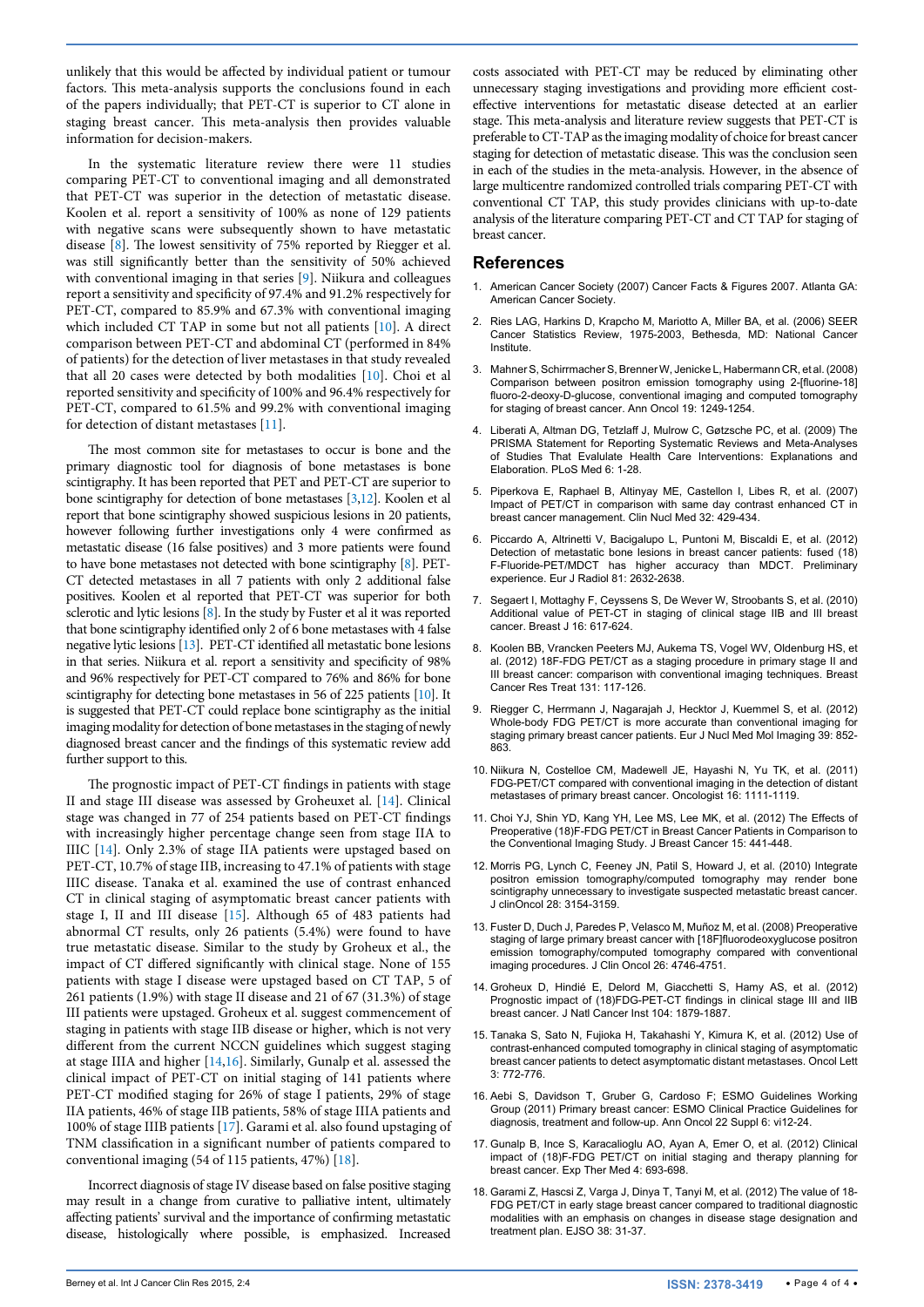unlikely that this would be affected by individual patient or tumour factors. This meta-analysis supports the conclusions found in each of the papers individually; that PET-CT is superior to CT alone in staging breast cancer. This meta-analysis then provides valuable information for decision-makers.

In the systematic literature review there were 11 studies comparing PET-CT to conventional imaging and all demonstrated that PET-CT was superior in the detection of metastatic disease. Koolen et al. report a sensitivity of 100% as none of 129 patients with negative scans were subsequently shown to have metastatic disease [8]. The lowest sensitivity of 75% reported by Riegger et al. was still significantly better than the sensitivity of 50% achieved with conventional imaging in that series [9]. Niikura and colleagues report a sensitivity and specificity of 97.4% and 91.2% respectively for PET-CT, compared to 85.9% and 67.3% with conventional imaging which included CT TAP in some but not all patients [10]. A direct comparison between PET-CT and abdominal CT (performed in 84% of patients) for the detection of liver metastases in that study revealed that all 20 cases were detected by both modalities [10]. Choi et al reported sensitivity and specificity of 100% and 96.4% respectively for PET-CT, compared to 61.5% and 99.2% with conventional imaging for detection of distant metastases [11].

The most common site for metastases to occur is bone and the primary diagnostic tool for diagnosis of bone metastases is bone scintigraphy. It has been reported that PET and PET-CT are superior to bone scintigraphy for detection of bone metastases [3,12]. Koolen et al report that bone scintigraphy showed suspicious lesions in 20 patients, however following further investigations only 4 were confirmed as metastatic disease (16 false positives) and 3 more patients were found to have bone metastases not detected with bone scintigraphy [8]. PET-CT detected metastases in all 7 patients with only 2 additional false positives. Koolen et al reported that PET-CT was superior for both sclerotic and lytic lesions [8]. In the study by Fuster et al it was reported that bone scintigraphy identified only 2 of 6 bone metastases with 4 false negative lytic lesions [13]. PET-CT identified all metastatic bone lesions in that series. Niikura et al. report a sensitivity and specificity of 98% and 96% respectively for PET-CT compared to 76% and 86% for bone scintigraphy for detecting bone metastases in 56 of 225 patients [10]. It is suggested that PET-CT could replace bone scintigraphy as the initial imaging modality for detection of bone metastases in the staging of newly diagnosed breast cancer and the findings of this systematic review add further support to this.

The prognostic impact of PET-CT findings in patients with stage II and stage III disease was assessed by Groheuxet al. [14]. Clinical stage was changed in 77 of 254 patients based on PET-CT findings with increasingly higher percentage change seen from stage IIA to IIIC [14]. Only 2.3% of stage IIA patients were upstaged based on PET-CT, 10.7% of stage IIB, increasing to 47.1% of patients with stage IIIC disease. Tanaka et al. examined the use of contrast enhanced CT in clinical staging of asymptomatic breast cancer patients with stage I, II and III disease [15]. Although 65 of 483 patients had abnormal CT results, only 26 patients (5.4%) were found to have true metastatic disease. Similar to the study by Groheux et al., the impact of CT differed significantly with clinical stage. None of 155 patients with stage I disease were upstaged based on CT TAP, 5 of 261 patients (1.9%) with stage II disease and 21 of 67 (31.3%) of stage III patients were upstaged. Groheux et al. suggest commencement of staging in patients with stage IIB disease or higher, which is not very different from the current NCCN guidelines which suggest staging at stage IIIA and higher [14,16]. Similarly, Gunalp et al. assessed the clinical impact of PET-CT on initial staging of 141 patients where PET-CT modified staging for 26% of stage I patients, 29% of stage IIA patients, 46% of stage IIB patients, 58% of stage IIIA patients and 100% of stage IIIB patients [17]. Garami et al. also found upstaging of TNM classification in a significant number of patients compared to conventional imaging (54 of 115 patients, 47%) [18].

Incorrect diagnosis of stage IV disease based on false positive staging may result in a change from curative to palliative intent, ultimately affecting patients' survival and the importance of confirming metastatic disease, histologically where possible, is emphasized. Increased costs associated with PET-CT may be reduced by eliminating other unnecessary staging investigations and providing more efficient cost-effective interventions for metastatic disease detected at an earlier stage. This meta-analysis and literature review suggests that PET-CT is preferable to CT-TAP as the imaging modality of choice for breast cancer staging for detection of metastatic disease. This was the conclusion seen in each of the studies in the meta-analysis. However, in the absence of large multicentre randomized controlled trials comparing PET-CT with conventional CT TAP, this study provides clinicians with up-to-date analysis of the literature comparing PET-CT and CT TAP for staging of breast cancer.

## References

1. American Cancer Society (2007) Cancer Facts & Figures 2007. Atlanta GA: American Cancer Society.
2. Ries LAG, Harkins D, Krapcho M, Mariotto A, Miller BA, et al. (2006) SEER Cancer Statistics Review, 1975-2003, Bethesda, MD: National Cancer Institute.
3. Mahner S, Schirrmacher S, Brenner W, Jenicke L, Habermann CR, et al. (2008) Comparison between positron emission tomography using 2-[fluorine-18] fluoro-2-deoxy-D-glucose, conventional imaging and computed tomography for staging of breast cancer. Ann Oncol 19: 1249-1254.
4. Liberati A, Altman DG, Tetzlaff J, Mulrow C, Gøtzsche PC, et al. (2009) The PRISMA Statement for Reporting Systematic Reviews and Meta-Analyses of Studies That Evalulate Health Care Interventions: Explanations and Elaboration. PLoS Med 6: 1-28.
5. Piperkova E, Raphael B, Altinyay ME, Castellon I, Libes R, et al. (2007) Impact of PET/CT in comparison with same day contrast enhanced CT in breast cancer management. Clin Nucl Med 32: 429-434.
6. Piccardo A, Altrinetti V, Bacigalupo L, Puntoni M, Biscaldi E, et al. (2012) Detection of metastatic bone lesions in breast cancer patients: fused (18) F-Fluoride-PET/MDCT has higher accuracy than MDCT. Preliminary experience. Eur J Radiol 81: 2632-2638.
7. Segaert I, Mottaghy F, Ceyssens S, De Wever W, Stroobants S, et al. (2010) Additional value of PET-CT in staging of clinical stage IIB and III breast cancer. Breast J 16: 617-624.
8. Koolen BB, Vrancken Peeters MJ, Aukema TS, Vogel WV, Oldenburg HS, et al. (2012) 18F-FDG PET/CT as a staging procedure in primary stage II and III breast cancer: comparison with conventional imaging techniques. Breast Cancer Res Treat 131: 117-126.
9. Riegger C, Herrmann J, Nagarajah J, Hecktor J, Kuemmel S, et al. (2012) Whole-body FDG PET/CT is more accurate than conventional imaging for staging primary breast cancer patients. Eur J Nucl Med Mol Imaging 39: 852-863.
10. Niikura N, Costelloe CM, Madewell JE, Hayashi N, Yu TK, et al. (2011) FDG-PET/CT compared with conventional imaging in the detection of distant metastases of primary breast cancer. Oncologist 16: 1111-1119.
11. Choi YJ, Shin YD, Kang YH, Lee MS, Lee MK, et al. (2012) The Effects of Preoperative (18)F-FDG PET/CT in Breast Cancer Patients in Comparison to the Conventional Imaging Study. J Breast Cancer 15: 441-448.
12. Morris PG, Lynch C, Feeney JN, Patil S, Howard J, et al. (2010) Integrate positron emission tomography/computed tomography may render bone scintigraphy unnecessary to investigate suspected metastatic breast cancer. J clinOncol 28: 3154-3159.
13. Fuster D, Duch J, Paredes P, Velasco M, Muñoz M, et al. (2008) Preoperative staging of large primary breast cancer with [18F]fluorodeoxyglucose positron emission tomography/computed tomography compared with conventional imaging procedures. J Clin Oncol 26: 4746-4751.
14. Groheux D, Hindié E, Delord M, Giacchetti S, Hamy AS, et al. (2012) Prognostic impact of (18)FDG-PET-CT findings in clinical stage III and IIB breast cancer. J Natl Cancer Inst 104: 1879-1887.
15. Tanaka S, Sato N, Fujioka H, Takahashi Y, Kimura K, et al. (2012) Use of contrast-enhanced computed tomography in clinical staging of asymptomatic breast cancer patients to detect asymptomatic distant metastases. Oncol Lett 3: 772-776.
16. Aebi S, Davidson T, Gruber G, Cardoso F; ESMO Guidelines Working Group (2011) Primary breast cancer: ESMO Clinical Practice Guidelines for diagnosis, treatment and follow-up. Ann Oncol 22 Suppl 6: vi12-24.
17. Gunalp B, Ince S, Karacalioglu AO, Ayan A, Emer O, et al. (2012) Clinical impact of (18)F-FDG PET/CT on initial staging and therapy planning for breast cancer. Exp Ther Med 4: 693-698.
18. Garami Z, Hascsi Z, Varga J, Dinya T, Tanyi M, et al. (2012) The value of 18-FDG PET/CT in early stage breast cancer compared to traditional diagnostic modalities with an emphasis on changes in disease stage designation and treatment plan. EJSO 38: 31-37.